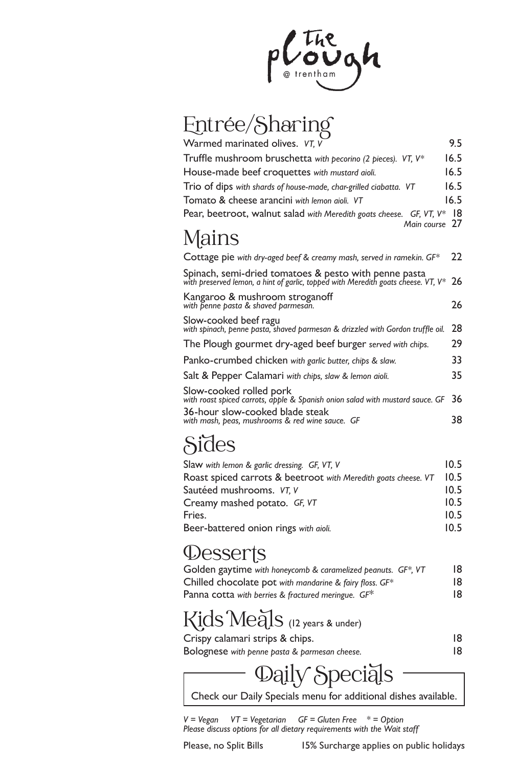# The Plough @ trentham

## Entrée/Sharing

| Item | Price |
|---|---|
| Warmed marinated olives. *VT, V* | 9.5 |
| Truffle mushroom bruschetta *with pecorino (2 pieces). VT, V** | 16.5 |
| House-made beef croquettes *with mustard aioli.* | 16.5 |
| Trio of dips *with shards of house-made, char-grilled ciabatta. VT* | 16.5 |
| Tomato & cheese arancini *with lemon aioli. VT* | 16.5 |
| Pear, beetroot, walnut salad *with Meredith goats cheese. GF, VT, V** | 18 |
| *Main course* | 27 |

## Mains

| Item | Price |
|---|---|
| Cottage pie *with dry-aged beef & creamy mash, served in ramekin. GF** | 22 |
| Spinach, semi-dried tomatoes & pesto with penne pasta *with preserved lemon, a hint of garlic, topped with Meredith goats cheese. VT, V** | 26 |
| Kangaroo & mushroom stroganoff *with penne pasta & shaved parmesan.* | 26 |
| Slow-cooked beef ragu *with spinach, penne pasta, shaved parmesan & drizzled with Gordon truffle oil.* | 28 |
| The Plough gourmet dry-aged beef burger *served with chips.* | 29 |
| Panko-crumbed chicken *with garlic butter, chips & slaw.* | 33 |
| Salt & Pepper Calamari *with chips, slaw & lemon aioli.* | 35 |
| Slow-cooked rolled pork *with roast spiced carrots, apple & Spanish onion salad with mustard sauce. GF* | 36 |
| 36-hour slow-cooked blade steak *with mash, peas, mushrooms & red wine sauce. GF* | 38 |

## Sides

| Item | Price |
|---|---|
| Slaw *with lemon & garlic dressing. GF, VT, V* | 10.5 |
| Roast spiced carrots & beetroot *with Meredith goats cheese. VT* | 10.5 |
| Sautéed mushrooms. *VT, V* | 10.5 |
| Creamy mashed potato. *GF, VT* | 10.5 |
| Fries. | 10.5 |
| Beer-battered onion rings *with aioli.* | 10.5 |

## Desserts

| Item | Price |
|---|---|
| Golden gaytime *with honeycomb & caramelized peanuts. GF*, VT* | 18 |
| Chilled chocolate pot *with mandarine & fairy floss. GF** | 18 |
| Panna cotta *with berries & fractured meringue. GF** | 18 |

## Kids Meals (12 years & under)

| Item | Price |
|---|---|
| Crispy calamari strips & chips. | 18 |
| Bolognese *with penne pasta & parmesan cheese.* | 18 |

## Daily Specials

Check our Daily Specials menu for additional dishes available.

*V = Vegan VT = Vegetarian GF = Gluten Free * = Option*
*Please discuss options for all dietary requirements with the Wait staff*

Please, no Split Bills 15% Surcharge applies on public holidays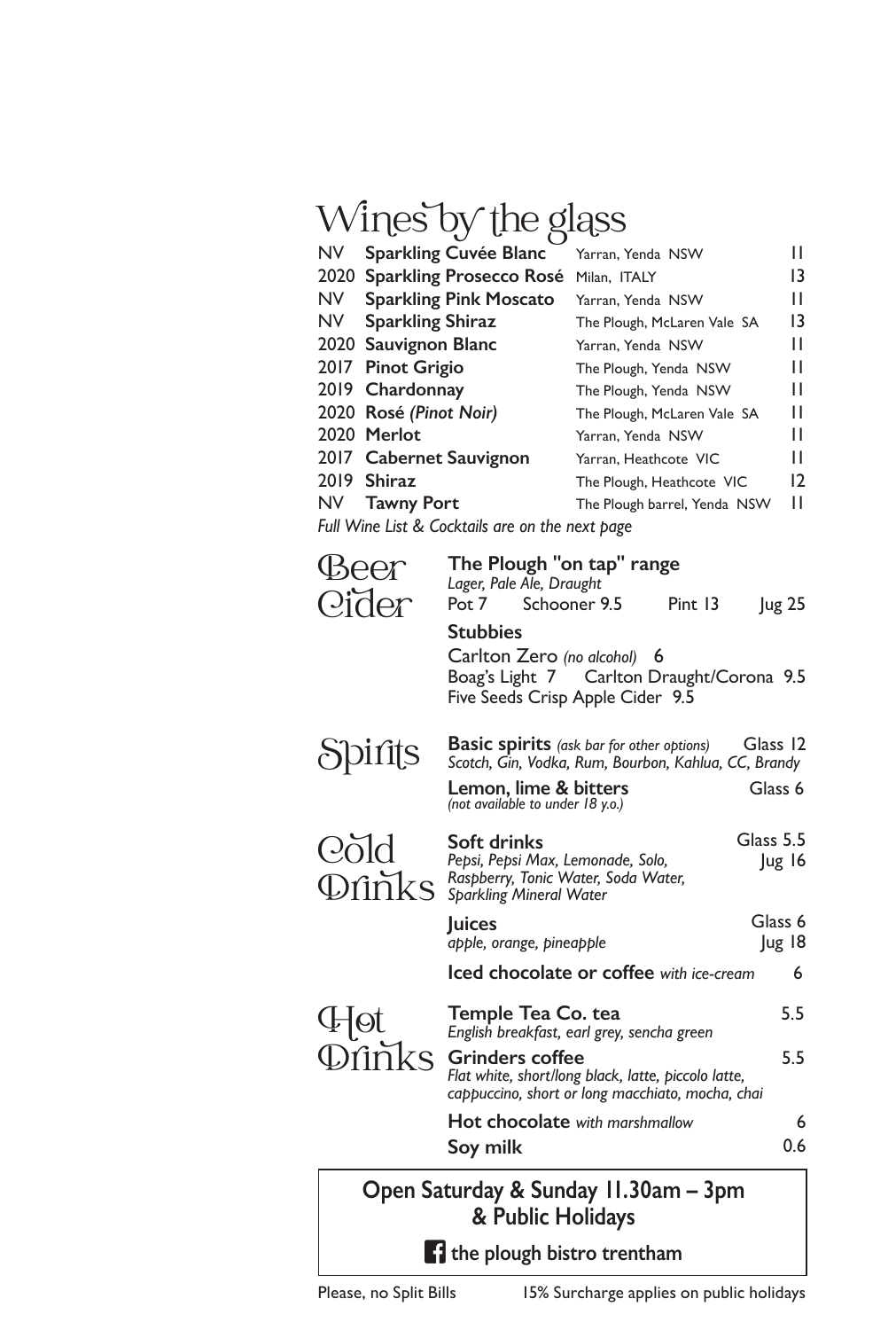# Wines by the glass

| Year | Wine | Producer / Region | Price |
|---|---|---|---|
| NV | **Sparkling Cuvée Blanc** | Yarran, Yenda NSW | 11 |
| 2020 | **Sparkling Prosecco Rosé** | Milan, ITALY | 13 |
| NV | **Sparkling Pink Moscato** | Yarran, Yenda NSW | 11 |
| NV | **Sparkling Shiraz** | The Plough, McLaren Vale SA | 13 |
| 2020 | **Sauvignon Blanc** | Yarran, Yenda NSW | 11 |
| 2017 | **Pinot Grigio** | The Plough, Yenda NSW | 11 |
| 2019 | **Chardonnay** | The Plough, Yenda NSW | 11 |
| 2020 | **Rosé** *(Pinot Noir)* | The Plough, McLaren Vale SA | 11 |
| 2020 | **Merlot** | Yarran, Yenda NSW | 11 |
| 2017 | **Cabernet Sauvignon** | Yarran, Heathcote VIC | 11 |
| 2019 | **Shiraz** | The Plough, Heathcote VIC | 12 |
| NV | **Tawny Port** | The Plough barrel, Yenda NSW | 11 |

*Full Wine List & Cocktails are on the next page*

## Beer Cider

**The Plough "on tap" range**
*Lager, Pale Ale, Draught*
Pot 7 Schooner 9.5 Pint 13 Jug 25

**Stubbies**
Carlton Zero *(no alcohol)* 6
Boag's Light 7 Carlton Draught/Corona 9.5
Five Seeds Crisp Apple Cider 9.5

## Spirits

**Basic spirits** *(ask bar for other options)* — Glass 12
*Scotch, Gin, Vodka, Rum, Bourbon, Kahlua, CC, Brandy*

**Lemon, lime & bitters** — Glass 6
*(not available to under 18 y.o.)*

## Cold Drinks

**Soft drinks** — Glass 5.5, Jug 16
*Pepsi, Pepsi Max, Lemonade, Solo, Raspberry, Tonic Water, Soda Water, Sparkling Mineral Water*

**Juices** — Glass 6, Jug 18
*apple, orange, pineapple*

**Iced chocolate or coffee** *with ice-cream* — 6

## Hot Drinks

**Temple Tea Co. tea** — 5.5
*English breakfast, earl grey, sencha green*

**Grinders coffee** — 5.5
*Flat white, short/long black, latte, piccolo latte, cappuccino, short or long macchiato, mocha, chai*

**Hot chocolate** *with marshmallow* — 6

**Soy milk** — 0.6

**Open Saturday & Sunday 11.30am – 3pm & Public Holidays**

**the plough bistro trentham**

Please, no Split Bills — 15% Surcharge applies on public holidays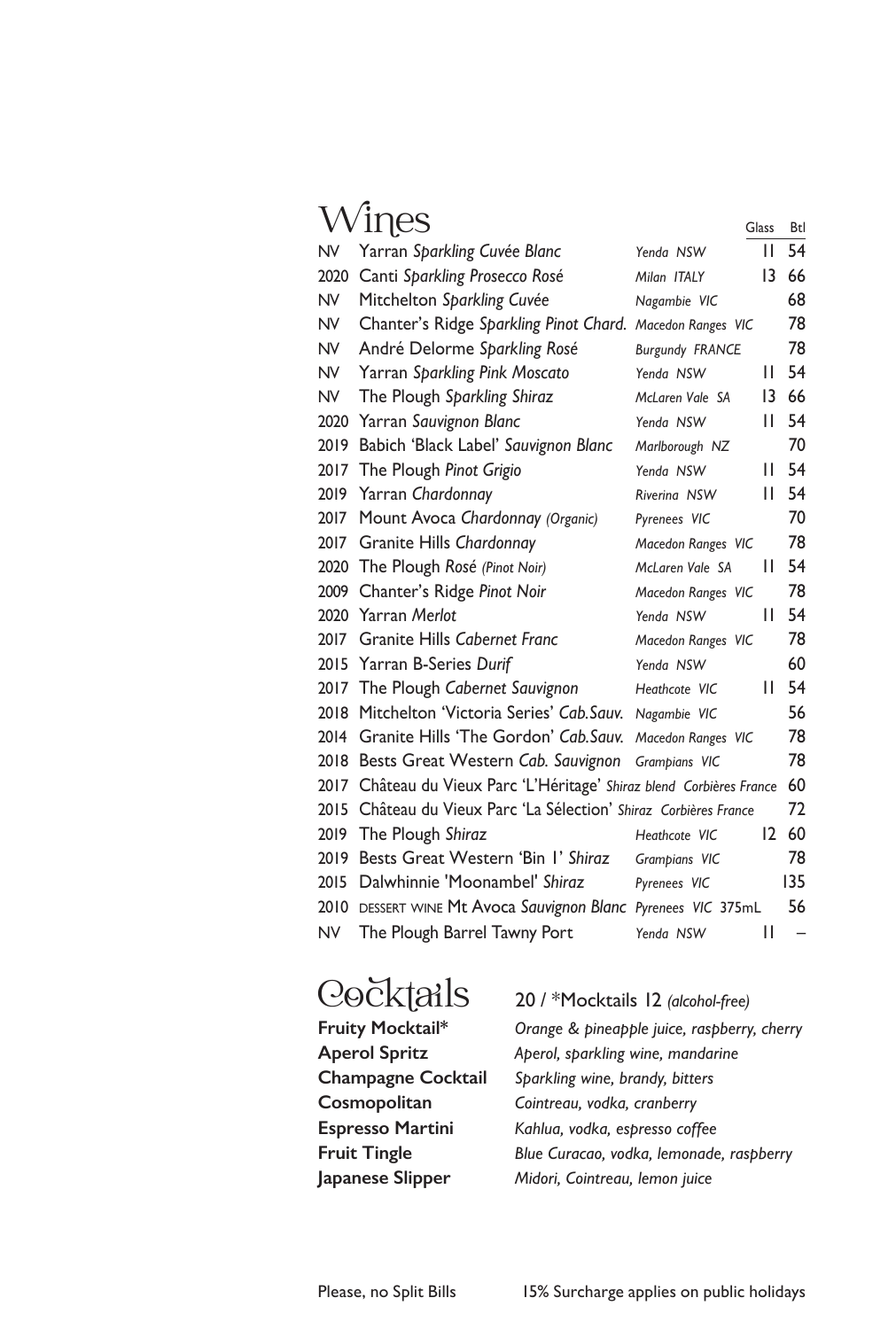# Wines

| | | | Glass | Btl |
|---|---|---|---|---|
| NV | Yarran *Sparkling Cuvée Blanc* | *Yenda NSW* | 11 | 54 |
| 2020 | Canti *Sparkling Prosecco Rosé* | *Milan ITALY* | 13 | 66 |
| NV | Mitchelton *Sparkling Cuvée* | *Nagambie VIC* | | 68 |
| NV | Chanter's Ridge *Sparkling Pinot Chard.* | *Macedon Ranges VIC* | | 78 |
| NV | André Delorme *Sparkling Rosé* | *Burgundy FRANCE* | | 78 |
| NV | Yarran *Sparkling Pink Moscato* | *Yenda NSW* | 11 | 54 |
| NV | The Plough *Sparkling Shiraz* | *McLaren Vale SA* | 13 | 66 |
| 2020 | Yarran *Sauvignon Blanc* | *Yenda NSW* | 11 | 54 |
| 2019 | Babich 'Black Label' *Sauvignon Blanc* | *Marlborough NZ* | | 70 |
| 2017 | The Plough *Pinot Grigio* | *Yenda NSW* | 11 | 54 |
| 2019 | Yarran *Chardonnay* | *Riverina NSW* | 11 | 54 |
| 2017 | Mount Avoca *Chardonnay (Organic)* | *Pyrenees VIC* | | 70 |
| 2017 | Granite Hills *Chardonnay* | *Macedon Ranges VIC* | | 78 |
| 2020 | The Plough *Rosé (Pinot Noir)* | *McLaren Vale SA* | 11 | 54 |
| 2009 | Chanter's Ridge *Pinot Noir* | *Macedon Ranges VIC* | | 78 |
| 2020 | Yarran *Merlot* | *Yenda NSW* | 11 | 54 |
| 2017 | Granite Hills *Cabernet Franc* | *Macedon Ranges VIC* | | 78 |
| 2015 | Yarran B-Series *Durif* | *Yenda NSW* | | 60 |
| 2017 | The Plough *Cabernet Sauvignon* | *Heathcote VIC* | 11 | 54 |
| 2018 | Mitchelton 'Victoria Series' *Cab.Sauv.* | *Nagambie VIC* | | 56 |
| 2014 | Granite Hills 'The Gordon' *Cab.Sauv.* | *Macedon Ranges VIC* | | 78 |
| 2018 | Bests Great Western *Cab. Sauvignon* | *Grampians VIC* | | 78 |
| 2017 | Château du Vieux Parc 'L'Héritage' *Shiraz blend* | *Corbières France* | | 60 |
| 2015 | Château du Vieux Parc 'La Sélection' *Shiraz* | *Corbières France* | | 72 |
| 2019 | The Plough *Shiraz* | *Heathcote VIC* | 12 | 60 |
| 2019 | Bests Great Western 'Bin 1' *Shiraz* | *Grampians VIC* | | 78 |
| 2015 | Dalwhinnie 'Moonambel' *Shiraz* | *Pyrenees VIC* | | 135 |
| 2010 | DESSERT WINE Mt Avoca *Sauvignon Blanc* | *Pyrenees VIC 375mL* | | 56 |
| NV | The Plough Barrel Tawny Port | *Yenda NSW* | 11 | – |

# Cocktails

20 / *Mocktails 12 *(alcohol-free)*

| | |
|---|---|
| **Fruity Mocktail*** | *Orange & pineapple juice, raspberry, cherry* |
| **Aperol Spritz** | *Aperol, sparkling wine, mandarine* |
| **Champagne Cocktail** | *Sparkling wine, brandy, bitters* |
| **Cosmopolitan** | *Cointreau, vodka, cranberry* |
| **Espresso Martini** | *Kahlua, vodka, espresso coffee* |
| **Fruit Tingle** | *Blue Curacao, vodka, lemonade, raspberry* |
| **Japanese Slipper** | *Midori, Cointreau, lemon juice* |

Please, no Split Bills

15% Surcharge applies on public holidays